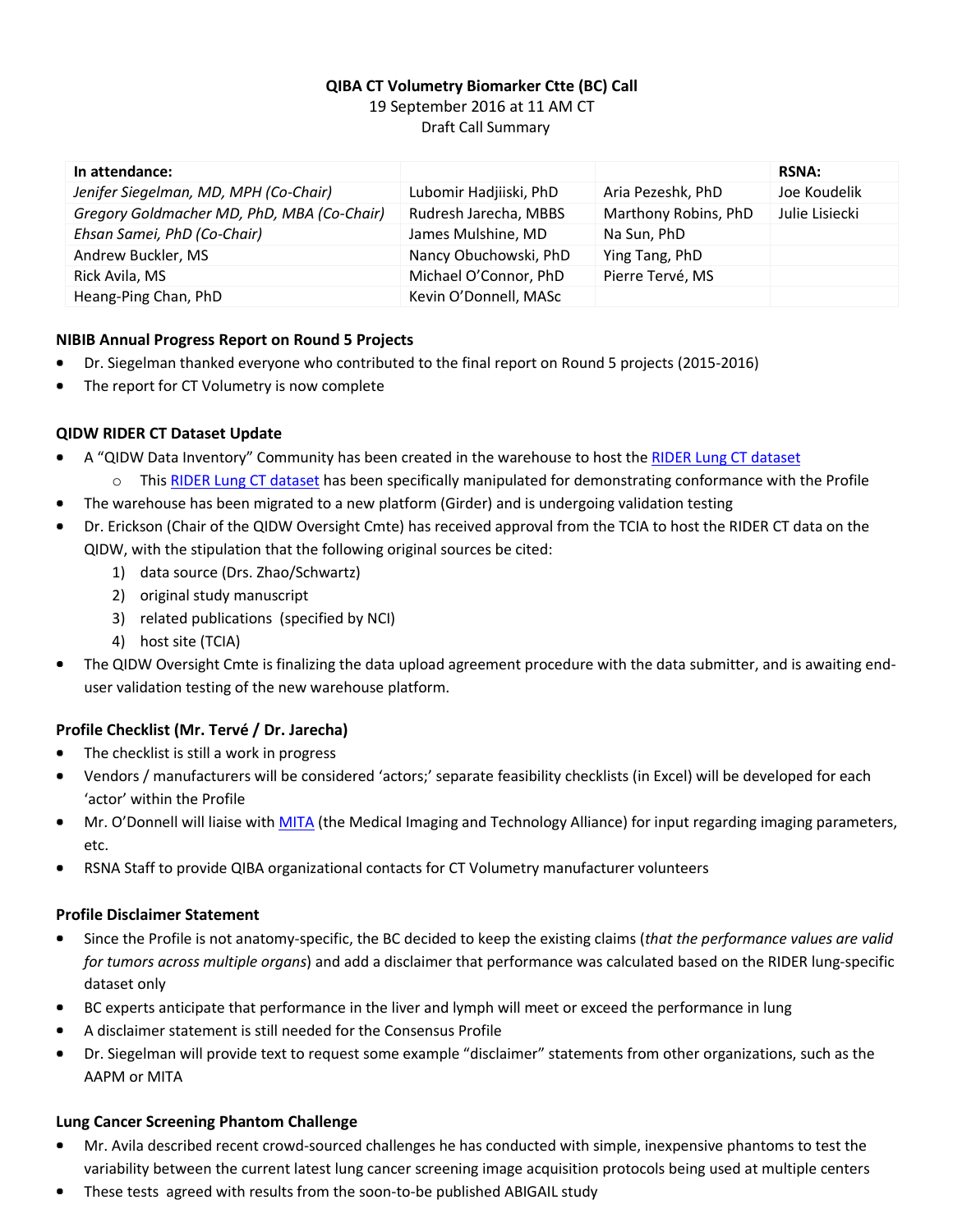**QIBA CT Volumetry Biomarker Ctte (BC) Call**

19 September 2016 at 11 AM CT

Draft Call Summary

| In attendance: | | | RSNA: |
|---|---|---|---|
| *Jenifer Siegelman, MD, MPH (Co-Chair)* | Lubomir Hadjiiski, PhD | Aria Pezeshk, PhD | Joe Koudelik |
| *Gregory Goldmacher MD, PhD, MBA (Co-Chair)* | Rudresh Jarecha, MBBS | Marthony Robins, PhD | Julie Lisiecki |
| *Ehsan Samei, PhD (Co-Chair)* | James Mulshine, MD | Na Sun, PhD | |
| Andrew Buckler, MS | Nancy Obuchowski, PhD | Ying Tang, PhD | |
| Rick Avila, MS | Michael O'Connor, PhD | Pierre Tervé, MS | |
| Heang-Ping Chan, PhD | Kevin O'Donnell, MASc | | |

### NIBIB Annual Progress Report on Round 5 Projects

- Dr. Siegelman thanked everyone who contributed to the final report on Round 5 projects (2015-2016)
- The report for CT Volumetry is now complete

### QIDW RIDER CT Dataset Update

- A "QIDW Data Inventory" Community has been created in the warehouse to host the RIDER Lung CT dataset
  - This RIDER Lung CT dataset has been specifically manipulated for demonstrating conformance with the Profile
- The warehouse has been migrated to a new platform (Girder) and is undergoing validation testing
- Dr. Erickson (Chair of the QIDW Oversight Cmte) has received approval from the TCIA to host the RIDER CT data on the QIDW, with the stipulation that the following original sources be cited:
  1) data source (Drs. Zhao/Schwartz)
  2) original study manuscript
  3) related publications (specified by NCI)
  4) host site (TCIA)
- The QIDW Oversight Cmte is finalizing the data upload agreement procedure with the data submitter, and is awaiting end-user validation testing of the new warehouse platform.

### Profile Checklist (Mr. Tervé / Dr. Jarecha)

- The checklist is still a work in progress
- Vendors / manufacturers will be considered 'actors;' separate feasibility checklists (in Excel) will be developed for each 'actor' within the Profile
- Mr. O'Donnell will liaise with MITA (the Medical Imaging and Technology Alliance) for input regarding imaging parameters, etc.
- RSNA Staff to provide QIBA organizational contacts for CT Volumetry manufacturer volunteers

### Profile Disclaimer Statement

- Since the Profile is not anatomy-specific, the BC decided to keep the existing claims (*that the performance values are valid for tumors across multiple organs*) and add a disclaimer that performance was calculated based on the RIDER lung-specific dataset only
- BC experts anticipate that performance in the liver and lymph will meet or exceed the performance in lung
- A disclaimer statement is still needed for the Consensus Profile
- Dr. Siegelman will provide text to request some example "disclaimer" statements from other organizations, such as the AAPM or MITA

### Lung Cancer Screening Phantom Challenge

- Mr. Avila described recent crowd-sourced challenges he has conducted with simple, inexpensive phantoms to test the variability between the current latest lung cancer screening image acquisition protocols being used at multiple centers
- These tests agreed with results from the soon-to-be published ABIGAIL study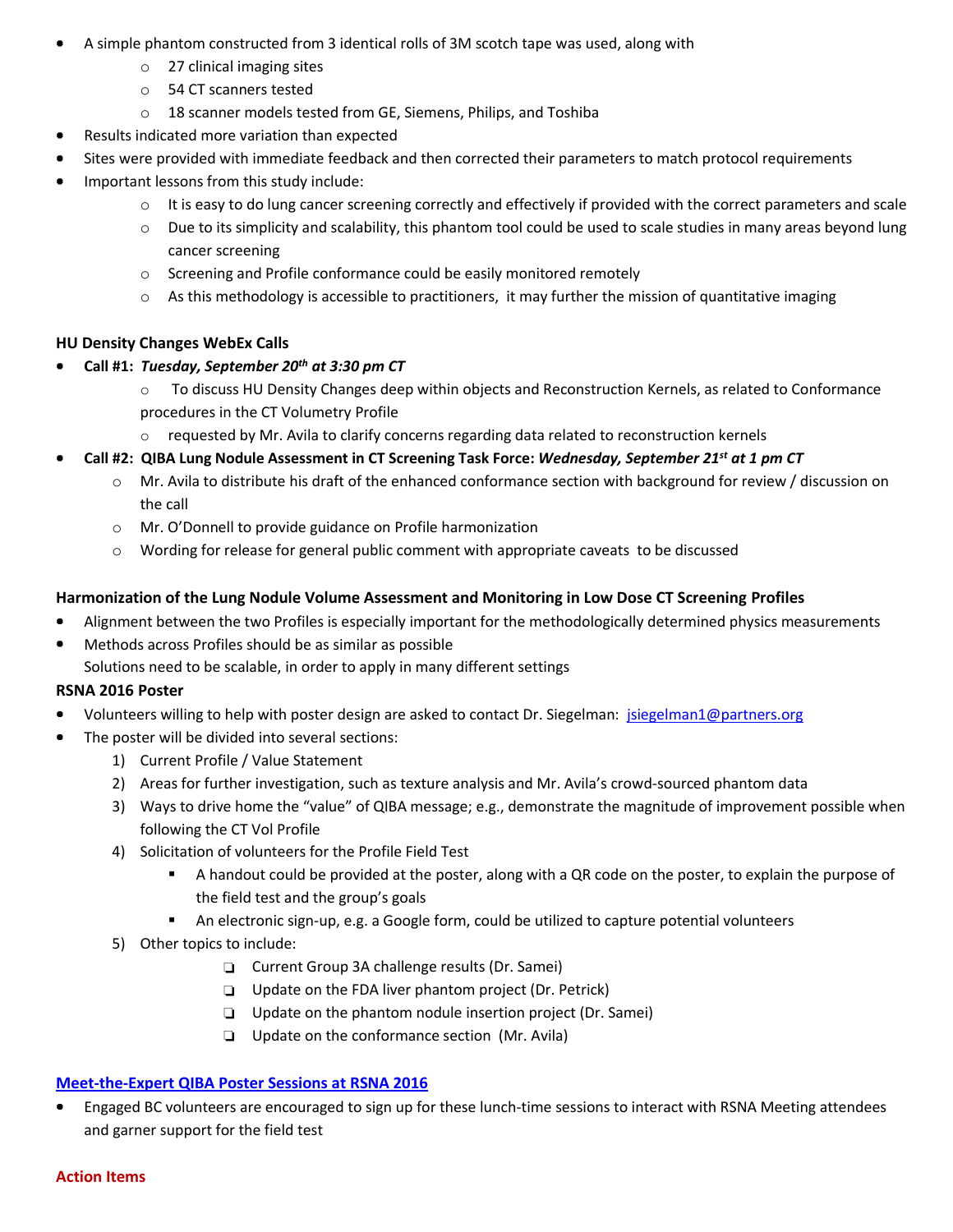- A simple phantom constructed from 3 identical rolls of 3M scotch tape was used, along with
    - 27 clinical imaging sites
    - 54 CT scanners tested
    - 18 scanner models tested from GE, Siemens, Philips, and Toshiba
- Results indicated more variation than expected
- Sites were provided with immediate feedback and then corrected their parameters to match protocol requirements
- Important lessons from this study include:
    - It is easy to do lung cancer screening correctly and effectively if provided with the correct parameters and scale
    - Due to its simplicity and scalability, this phantom tool could be used to scale studies in many areas beyond lung cancer screening
    - Screening and Profile conformance could be easily monitored remotely
    - As this methodology is accessible to practitioners, it may further the mission of quantitative imaging

**HU Density Changes WebEx Calls**

- **Call #1:** ***Tuesday, September 20th at 3:30 pm CT***
    - To discuss HU Density Changes deep within objects and Reconstruction Kernels, as related to Conformance procedures in the CT Volumetry Profile
    - requested by Mr. Avila to clarify concerns regarding data related to reconstruction kernels
- **Call #2: QIBA Lung Nodule Assessment in CT Screening Task Force:** ***Wednesday, September 21st at 1 pm CT***
    - Mr. Avila to distribute his draft of the enhanced conformance section with background for review / discussion on the call
    - Mr. O'Donnell to provide guidance on Profile harmonization
    - Wording for release for general public comment with appropriate caveats to be discussed

**Harmonization of the Lung Nodule Volume Assessment and Monitoring in Low Dose CT Screening Profiles**

- Alignment between the two Profiles is especially important for the methodologically determined physics measurements
- Methods across Profiles should be as similar as possible

  Solutions need to be scalable, in order to apply in many different settings

**RSNA 2016 Poster**

- Volunteers willing to help with poster design are asked to contact Dr. Siegelman: [jsiegelman1@partners.org](mailto:jsiegelman1@partners.org)
- The poster will be divided into several sections:
    1) Current Profile / Value Statement
    2) Areas for further investigation, such as texture analysis and Mr. Avila's crowd-sourced phantom data
    3) Ways to drive home the "value" of QIBA message; e.g., demonstrate the magnitude of improvement possible when following the CT Vol Profile
    4) Solicitation of volunteers for the Profile Field Test
        - A handout could be provided at the poster, along with a QR code on the poster, to explain the purpose of the field test and the group's goals
        - An electronic sign-up, e.g. a Google form, could be utilized to capture potential volunteers
    5) Other topics to include:
        - ❑ Current Group 3A challenge results (Dr. Samei)
        - ❑ Update on the FDA liver phantom project (Dr. Petrick)
        - ❑ Update on the phantom nodule insertion project (Dr. Samei)
        - ❑ Update on the conformance section (Mr. Avila)

**Meet-the-Expert QIBA Poster Sessions at RSNA 2016**

- Engaged BC volunteers are encouraged to sign up for these lunch-time sessions to interact with RSNA Meeting attendees and garner support for the field test

**Action Items**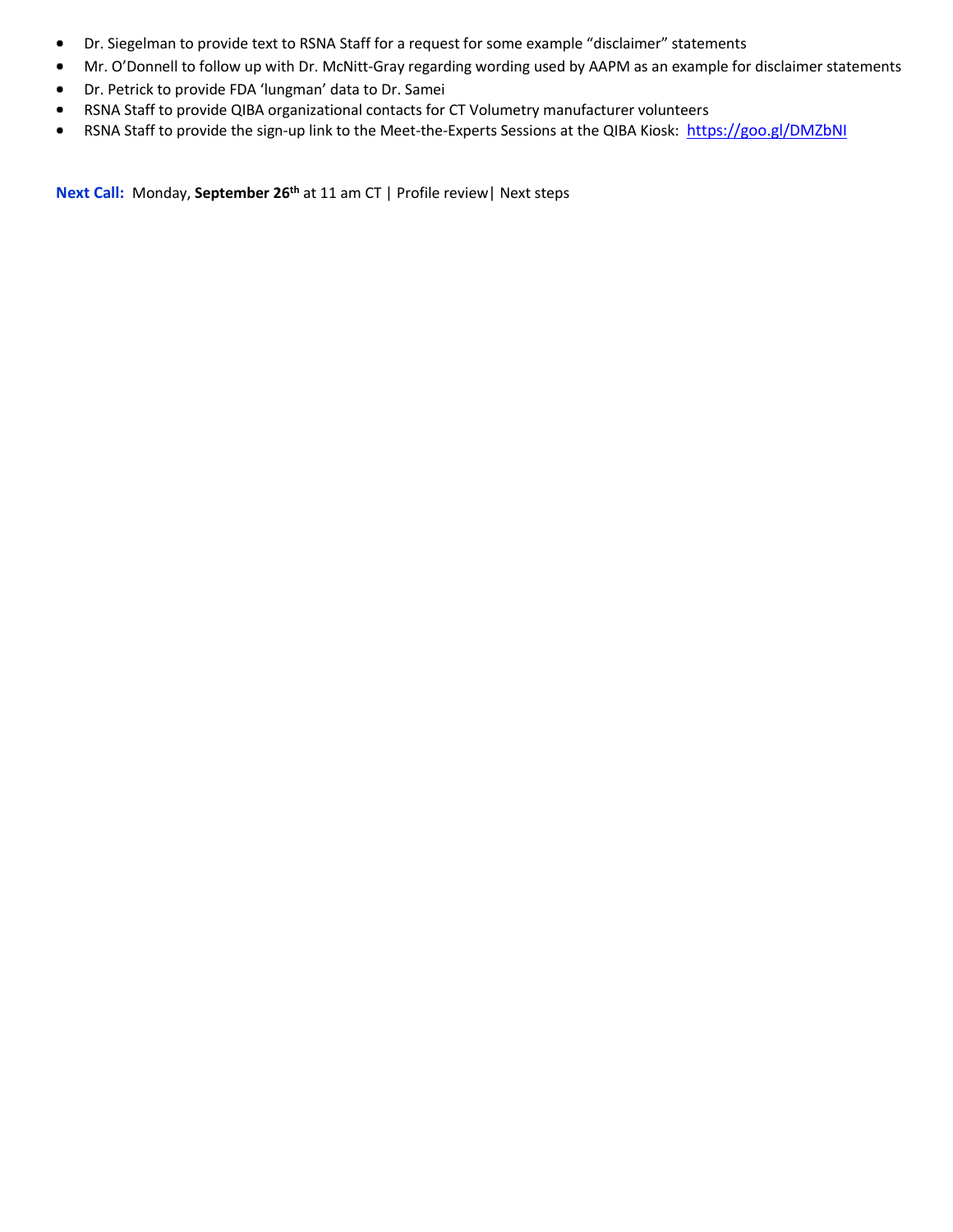- Dr. Siegelman to provide text to RSNA Staff for a request for some example "disclaimer" statements
- Mr. O'Donnell to follow up with Dr. McNitt-Gray regarding wording used by AAPM as an example for disclaimer statements
- Dr. Petrick to provide FDA 'lungman' data to Dr. Samei
- RSNA Staff to provide QIBA organizational contacts for CT Volumetry manufacturer volunteers
- RSNA Staff to provide the sign-up link to the Meet-the-Experts Sessions at the QIBA Kiosk: [https://goo.gl/DMZbNI](https://goo.gl/DMZbNI)

**Next Call:** Monday, **September 26th** at 11 am CT | Profile review| Next steps